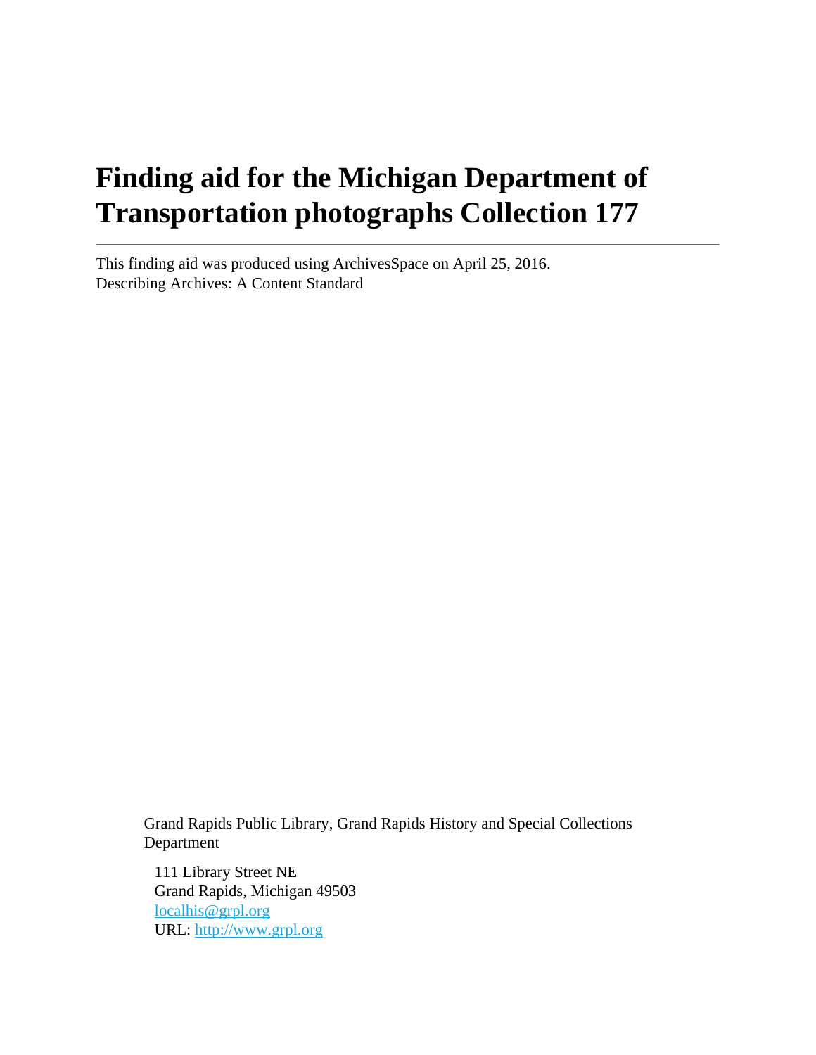# Finding aid for the Michigan Department of Transportation photographs Collection 177

---

This finding aid was produced using ArchivesSpace on April 25, 2016.
Describing Archives: A Content Standard

Grand Rapids Public Library, Grand Rapids History and Special Collections Department

111 Library Street NE
Grand Rapids, Michigan 49503
localhis@grpl.org
URL: http://www.grpl.org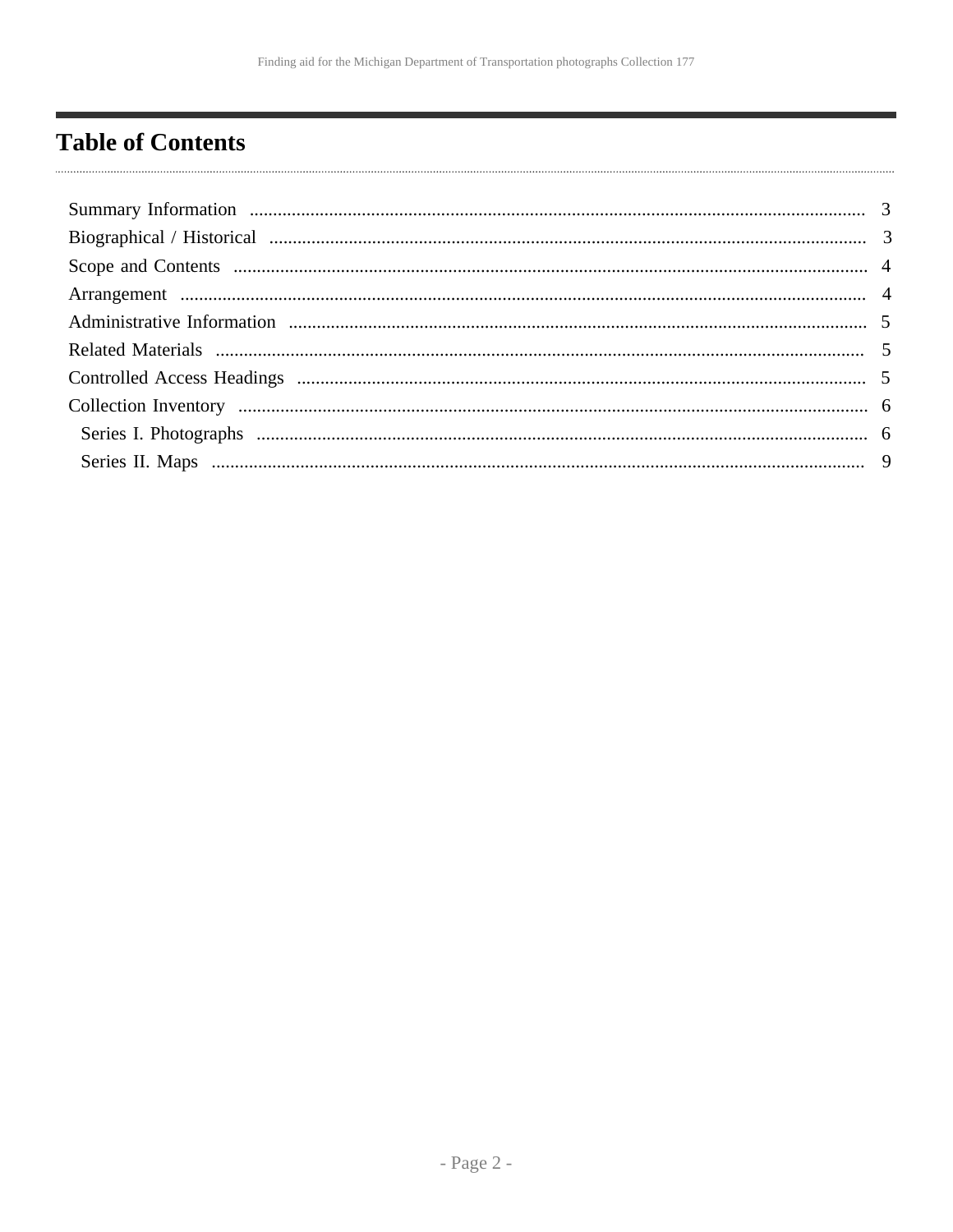# Table of Contents

- Summary Information ........ 3
- Biographical / Historical ........ 3
- Scope and Contents ........ 4
- Arrangement ........ 4
- Administrative Information ........ 5
- Related Materials ........ 5
- Controlled Access Headings ........ 5
- Collection Inventory ........ 6
  - Series I. Photographs ........ 6
  - Series II. Maps ........ 9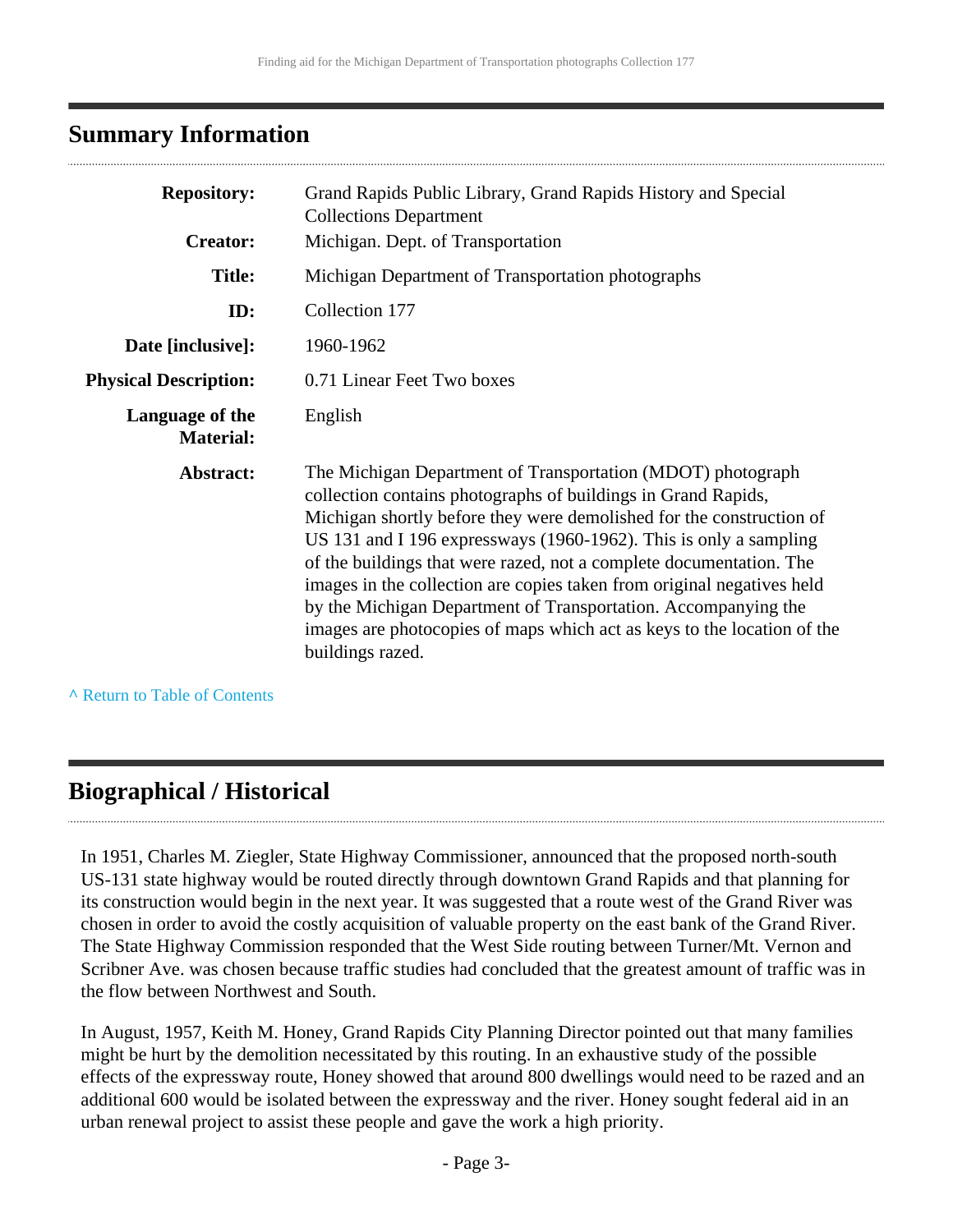## Summary Information

| | |
|---|---|
| **Repository:** | Grand Rapids Public Library, Grand Rapids History and Special Collections Department |
| **Creator:** | Michigan. Dept. of Transportation |
| **Title:** | Michigan Department of Transportation photographs |
| **ID:** | Collection 177 |
| **Date [inclusive]:** | 1960-1962 |
| **Physical Description:** | 0.71 Linear Feet Two boxes |
| **Language of the Material:** | English |
| **Abstract:** | The Michigan Department of Transportation (MDOT) photograph collection contains photographs of buildings in Grand Rapids, Michigan shortly before they were demolished for the construction of US 131 and I 196 expressways (1960-1962). This is only a sampling of the buildings that were razed, not a complete documentation. The images in the collection are copies taken from original negatives held by the Michigan Department of Transportation. Accompanying the images are photocopies of maps which act as keys to the location of the buildings razed. |

^ Return to Table of Contents

## Biographical / Historical

In 1951, Charles M. Ziegler, State Highway Commissioner, announced that the proposed north-south US-131 state highway would be routed directly through downtown Grand Rapids and that planning for its construction would begin in the next year. It was suggested that a route west of the Grand River was chosen in order to avoid the costly acquisition of valuable property on the east bank of the Grand River. The State Highway Commission responded that the West Side routing between Turner/Mt. Vernon and Scribner Ave. was chosen because traffic studies had concluded that the greatest amount of traffic was in the flow between Northwest and South.

In August, 1957, Keith M. Honey, Grand Rapids City Planning Director pointed out that many families might be hurt by the demolition necessitated by this routing. In an exhaustive study of the possible effects of the expressway route, Honey showed that around 800 dwellings would need to be razed and an additional 600 would be isolated between the expressway and the river. Honey sought federal aid in an urban renewal project to assist these people and gave the work a high priority.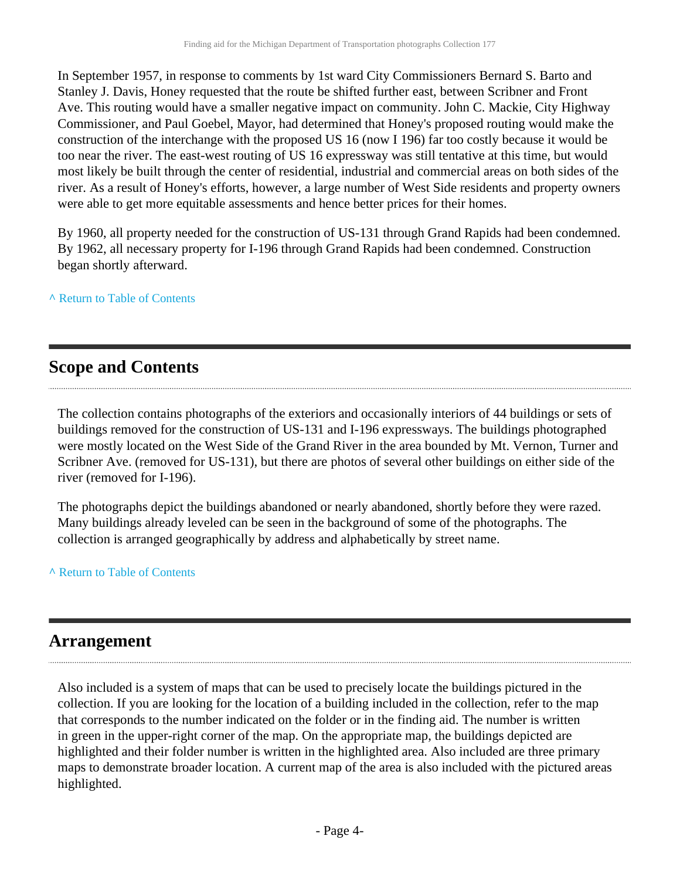In September 1957, in response to comments by 1st ward City Commissioners Bernard S. Barto and Stanley J. Davis, Honey requested that the route be shifted further east, between Scribner and Front Ave. This routing would have a smaller negative impact on community. John C. Mackie, City Highway Commissioner, and Paul Goebel, Mayor, had determined that Honey's proposed routing would make the construction of the interchange with the proposed US 16 (now I 196) far too costly because it would be too near the river. The east-west routing of US 16 expressway was still tentative at this time, but would most likely be built through the center of residential, industrial and commercial areas on both sides of the river. As a result of Honey's efforts, however, a large number of West Side residents and property owners were able to get more equitable assessments and hence better prices for their homes.

By 1960, all property needed for the construction of US-131 through Grand Rapids had been condemned. By 1962, all necessary property for I-196 through Grand Rapids had been condemned. Construction began shortly afterward.

^ Return to Table of Contents

## Scope and Contents

The collection contains photographs of the exteriors and occasionally interiors of 44 buildings or sets of buildings removed for the construction of US-131 and I-196 expressways. The buildings photographed were mostly located on the West Side of the Grand River in the area bounded by Mt. Vernon, Turner and Scribner Ave. (removed for US-131), but there are photos of several other buildings on either side of the river (removed for I-196).

The photographs depict the buildings abandoned or nearly abandoned, shortly before they were razed. Many buildings already leveled can be seen in the background of some of the photographs. The collection is arranged geographically by address and alphabetically by street name.

^ Return to Table of Contents

## Arrangement

Also included is a system of maps that can be used to precisely locate the buildings pictured in the collection. If you are looking for the location of a building included in the collection, refer to the map that corresponds to the number indicated on the folder or in the finding aid. The number is written in green in the upper-right corner of the map. On the appropriate map, the buildings depicted are highlighted and their folder number is written in the highlighted area. Also included are three primary maps to demonstrate broader location. A current map of the area is also included with the pictured areas highlighted.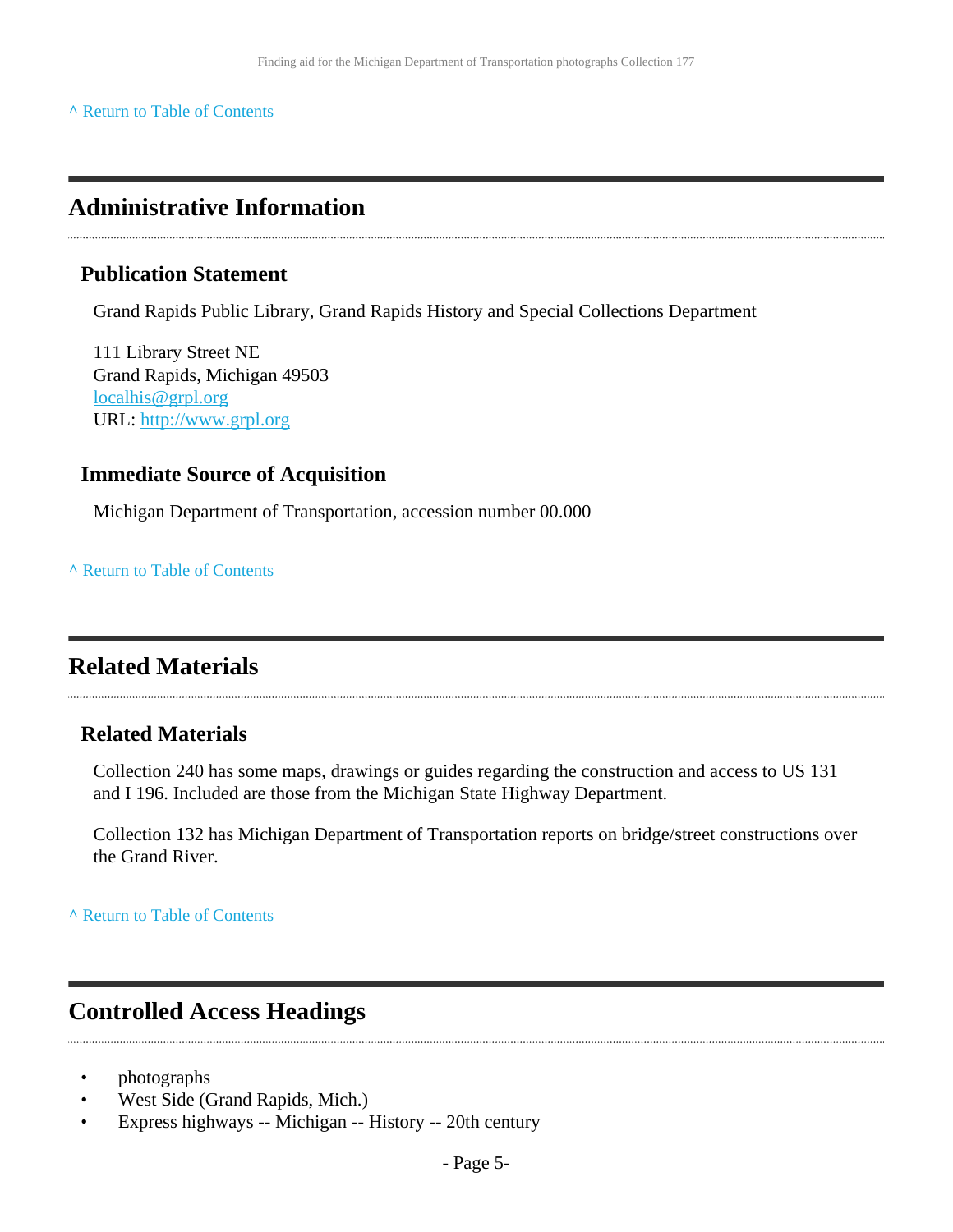[^ Return to Table of Contents](#)

## Administrative Information

### Publication Statement

Grand Rapids Public Library, Grand Rapids History and Special Collections Department

111 Library Street NE
Grand Rapids, Michigan 49503
[localhis@grpl.org](mailto:localhis@grpl.org)
URL: [http://www.grpl.org](http://www.grpl.org)

### Immediate Source of Acquisition

Michigan Department of Transportation, accession number 00.000

[^ Return to Table of Contents](#)

## Related Materials

### Related Materials

Collection 240 has some maps, drawings or guides regarding the construction and access to US 131 and I 196. Included are those from the Michigan State Highway Department.

Collection 132 has Michigan Department of Transportation reports on bridge/street constructions over the Grand River.

[^ Return to Table of Contents](#)

## Controlled Access Headings

- photographs
- West Side (Grand Rapids, Mich.)
- Express highways -- Michigan -- History -- 20th century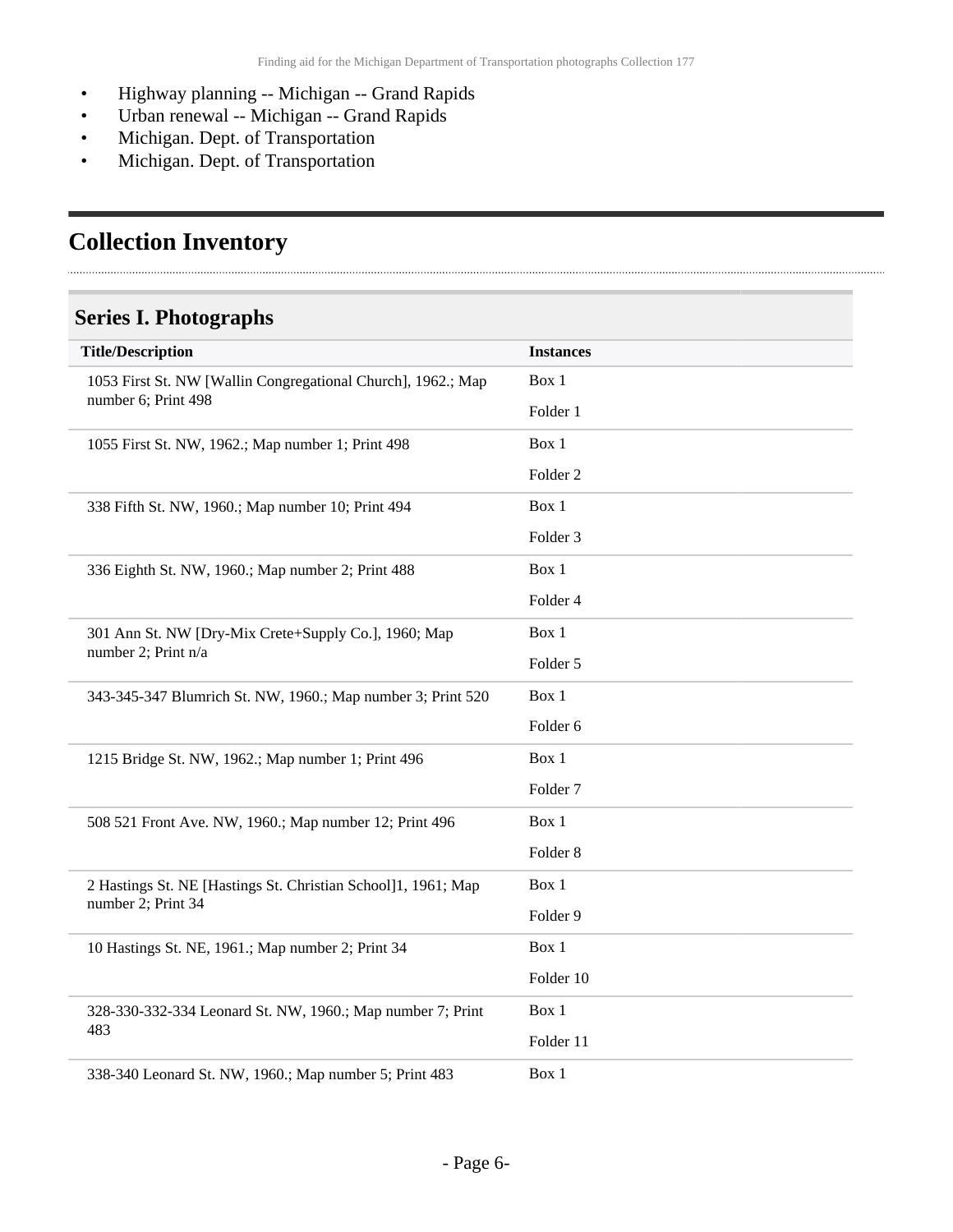- Highway planning -- Michigan -- Grand Rapids
- Urban renewal -- Michigan -- Grand Rapids
- Michigan. Dept. of Transportation
- Michigan. Dept. of Transportation

## Collection Inventory

### Series I. Photographs

| Title/Description | Instances |
| --- | --- |
| 1053 First St. NW [Wallin Congregational Church], 1962.; Map number 6; Print 498 | Box 1<br>Folder 1 |
| 1055 First St. NW, 1962.; Map number 1; Print 498 | Box 1<br>Folder 2 |
| 338 Fifth St. NW, 1960.; Map number 10; Print 494 | Box 1<br>Folder 3 |
| 336 Eighth St. NW, 1960.; Map number 2; Print 488 | Box 1<br>Folder 4 |
| 301 Ann St. NW [Dry-Mix Crete+Supply Co.], 1960; Map number 2; Print n/a | Box 1<br>Folder 5 |
| 343-345-347 Blumrich St. NW, 1960.; Map number 3; Print 520 | Box 1<br>Folder 6 |
| 1215 Bridge St. NW, 1962.; Map number 1; Print 496 | Box 1<br>Folder 7 |
| 508 521 Front Ave. NW, 1960.; Map number 12; Print 496 | Box 1<br>Folder 8 |
| 2 Hastings St. NE [Hastings St. Christian School]1, 1961; Map number 2; Print 34 | Box 1<br>Folder 9 |
| 10 Hastings St. NE, 1961.; Map number 2; Print 34 | Box 1<br>Folder 10 |
| 328-330-332-334 Leonard St. NW, 1960.; Map number 7; Print 483 | Box 1<br>Folder 11 |
| 338-340 Leonard St. NW, 1960.; Map number 5; Print 483 | Box 1 |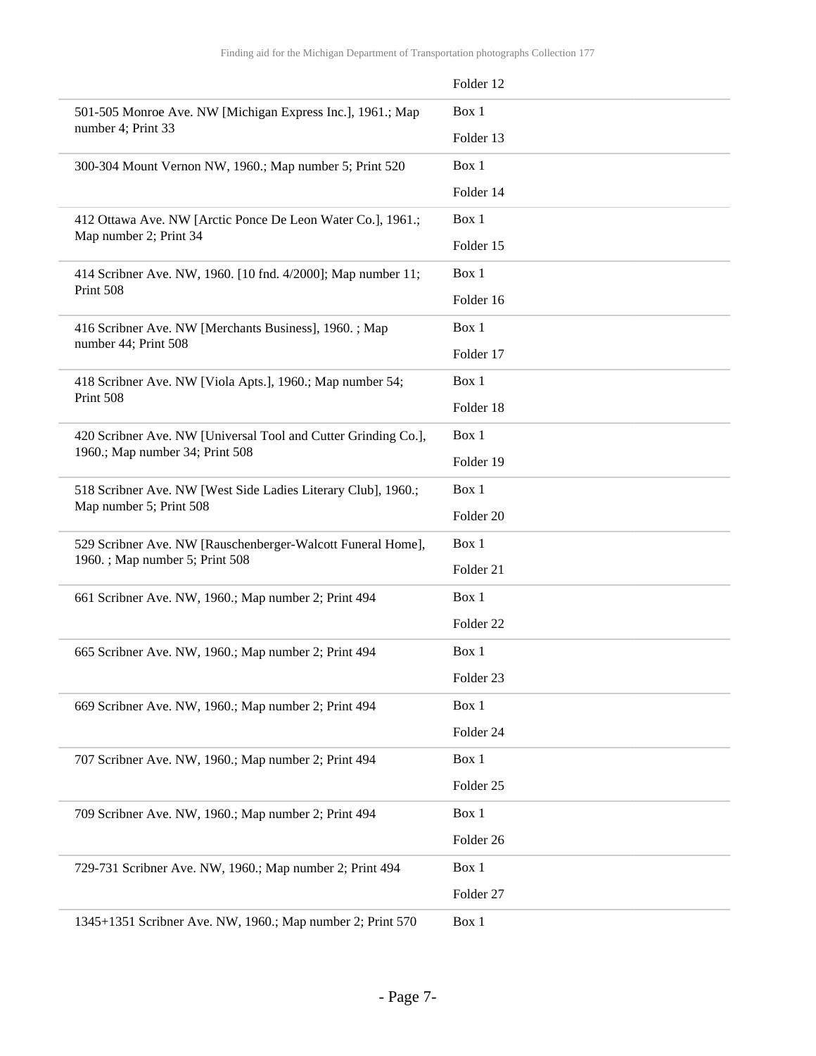| | |
|---|---|
| | Folder 12 |
| 501-505 Monroe Ave. NW [Michigan Express Inc.], 1961.; Map number 4; Print 33 | Box 1<br>Folder 13 |
| 300-304 Mount Vernon NW, 1960.; Map number 5; Print 520 | Box 1<br>Folder 14 |
| 412 Ottawa Ave. NW [Arctic Ponce De Leon Water Co.], 1961.; Map number 2; Print 34 | Box 1<br>Folder 15 |
| 414 Scribner Ave. NW, 1960. [10 fnd. 4/2000]; Map number 11; Print 508 | Box 1<br>Folder 16 |
| 416 Scribner Ave. NW [Merchants Business], 1960. ; Map number 44; Print 508 | Box 1<br>Folder 17 |
| 418 Scribner Ave. NW [Viola Apts.], 1960.; Map number 54; Print 508 | Box 1<br>Folder 18 |
| 420 Scribner Ave. NW [Universal Tool and Cutter Grinding Co.], 1960.; Map number 34; Print 508 | Box 1<br>Folder 19 |
| 518 Scribner Ave. NW [West Side Ladies Literary Club], 1960.; Map number 5; Print 508 | Box 1<br>Folder 20 |
| 529 Scribner Ave. NW [Rauschenberger-Walcott Funeral Home], 1960. ; Map number 5; Print 508 | Box 1<br>Folder 21 |
| 661 Scribner Ave. NW, 1960.; Map number 2; Print 494 | Box 1<br>Folder 22 |
| 665 Scribner Ave. NW, 1960.; Map number 2; Print 494 | Box 1<br>Folder 23 |
| 669 Scribner Ave. NW, 1960.; Map number 2; Print 494 | Box 1<br>Folder 24 |
| 707 Scribner Ave. NW, 1960.; Map number 2; Print 494 | Box 1<br>Folder 25 |
| 709 Scribner Ave. NW, 1960.; Map number 2; Print 494 | Box 1<br>Folder 26 |
| 729-731 Scribner Ave. NW, 1960.; Map number 2; Print 494 | Box 1<br>Folder 27 |
| 1345+1351 Scribner Ave. NW, 1960.; Map number 2; Print 570 | Box 1 |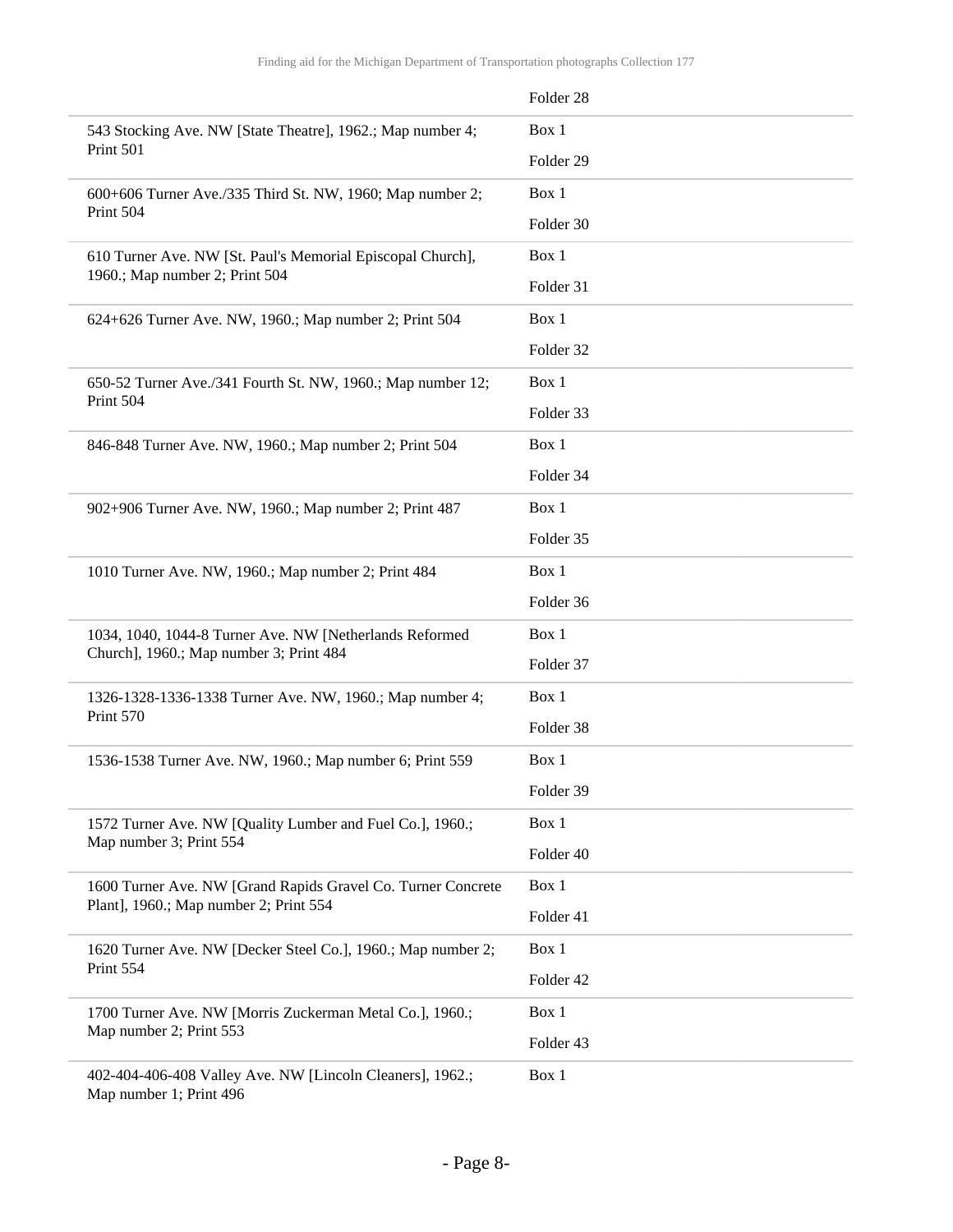| | |
|---|---|
| | Folder 28 |
| 543 Stocking Ave. NW [State Theatre], 1962.; Map number 4; Print 501 | Box 1<br>Folder 29 |
| 600+606 Turner Ave./335 Third St. NW, 1960; Map number 2; Print 504 | Box 1<br>Folder 30 |
| 610 Turner Ave. NW [St. Paul's Memorial Episcopal Church], 1960.; Map number 2; Print 504 | Box 1<br>Folder 31 |
| 624+626 Turner Ave. NW, 1960.; Map number 2; Print 504 | Box 1<br>Folder 32 |
| 650-52 Turner Ave./341 Fourth St. NW, 1960.; Map number 12; Print 504 | Box 1<br>Folder 33 |
| 846-848 Turner Ave. NW, 1960.; Map number 2; Print 504 | Box 1<br>Folder 34 |
| 902+906 Turner Ave. NW, 1960.; Map number 2; Print 487 | Box 1<br>Folder 35 |
| 1010 Turner Ave. NW, 1960.; Map number 2; Print 484 | Box 1<br>Folder 36 |
| 1034, 1040, 1044-8 Turner Ave. NW [Netherlands Reformed Church], 1960.; Map number 3; Print 484 | Box 1<br>Folder 37 |
| 1326-1328-1336-1338 Turner Ave. NW, 1960.; Map number 4; Print 570 | Box 1<br>Folder 38 |
| 1536-1538 Turner Ave. NW, 1960.; Map number 6; Print 559 | Box 1<br>Folder 39 |
| 1572 Turner Ave. NW [Quality Lumber and Fuel Co.], 1960.; Map number 3; Print 554 | Box 1<br>Folder 40 |
| 1600 Turner Ave. NW [Grand Rapids Gravel Co. Turner Concrete Plant], 1960.; Map number 2; Print 554 | Box 1<br>Folder 41 |
| 1620 Turner Ave. NW [Decker Steel Co.], 1960.; Map number 2; Print 554 | Box 1<br>Folder 42 |
| 1700 Turner Ave. NW [Morris Zuckerman Metal Co.], 1960.; Map number 2; Print 553 | Box 1<br>Folder 43 |
| 402-404-406-408 Valley Ave. NW [Lincoln Cleaners], 1962.; Map number 1; Print 496 | Box 1 |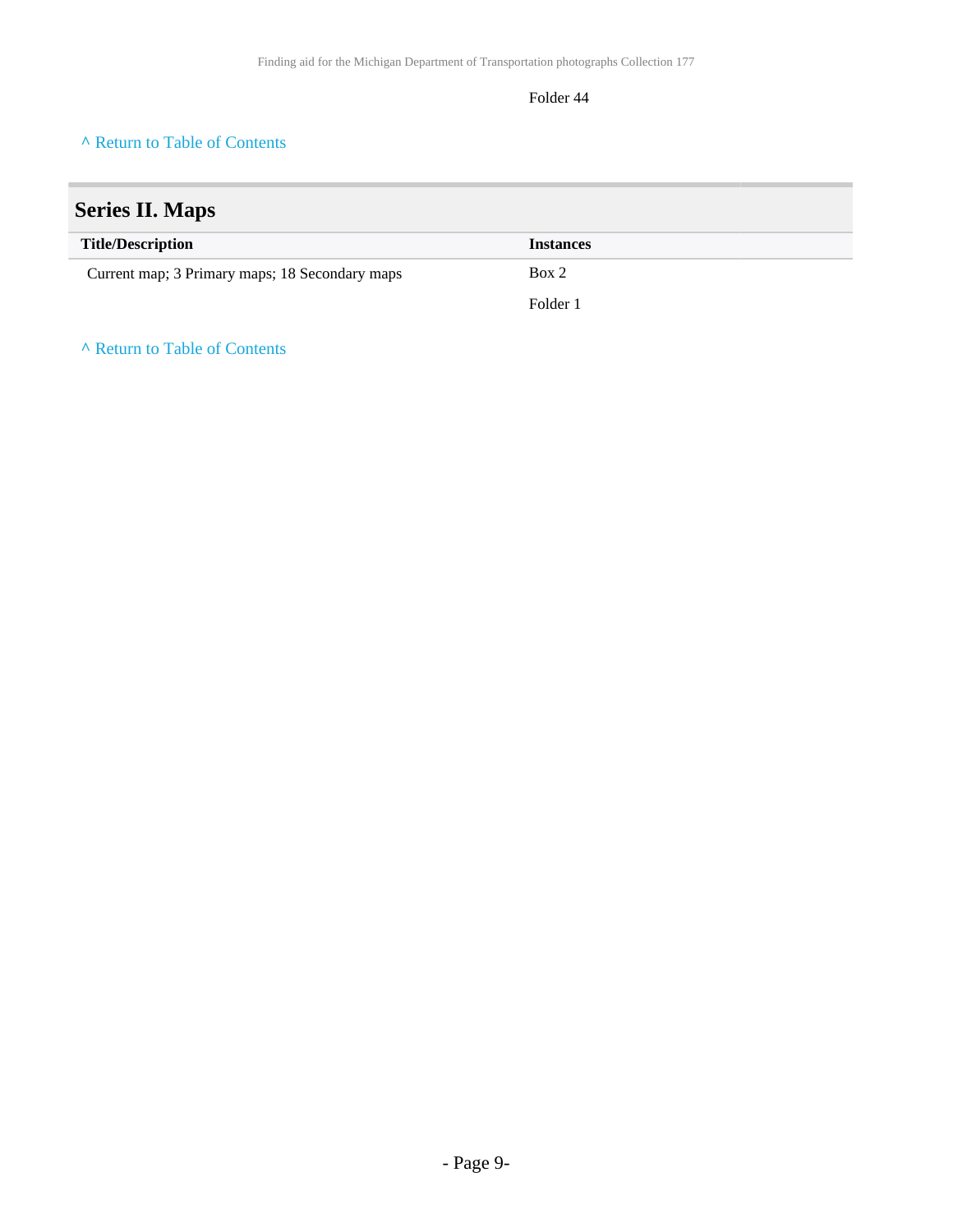Folder 44

^ Return to Table of Contents

## Series II. Maps

| Title/Description | Instances |
| --- | --- |
| Current map; 3 Primary maps; 18 Secondary maps | Box 2 |
| | Folder 1 |

^ Return to Table of Contents